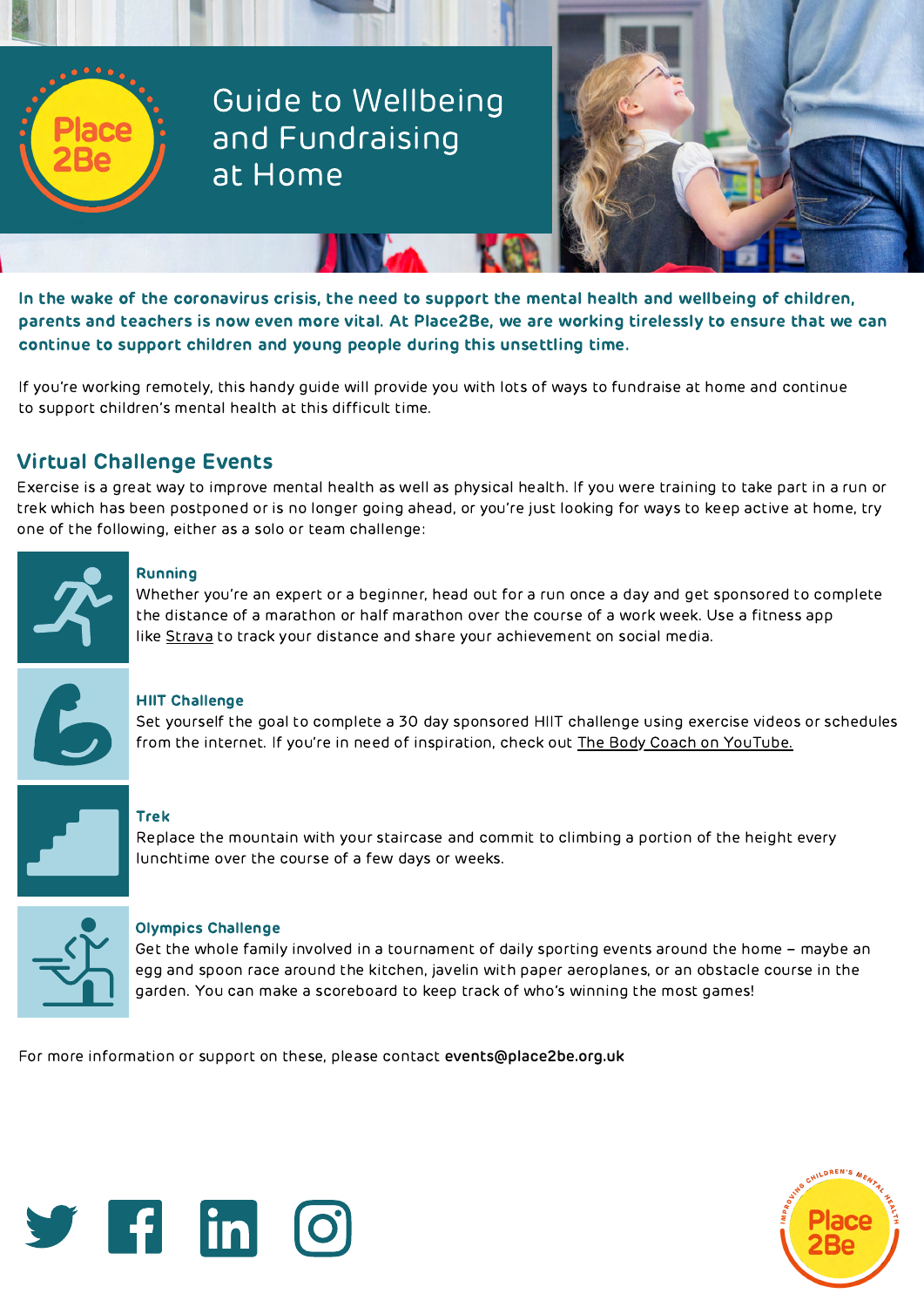# Guide to Wellbeing and Fundraising at Home

**In the wake of the coronavirus crisis, the need to support the mental health and wellbeing of children, parents and teachers is now even more vital. At Place2Be, we are working tirelessly to ensure that we can continue to support children and young people during this unsettling time.**

If you're working remotely, this handy guide will provide you with lots of ways to fundraise at home and continue to support children's mental health at this difficult time.

## Virtual Challenge Events

Exercise is a great way to improve mental health as well as physical health. If you were training to take part in a run or trek which has been postponed or is no longer going ahead, or you're just looking for ways to keep active at home, try one of the following, either as a solo or team challenge:

### Running

Whether you're an expert or a beginner, head out for a run once a day and get sponsored to complete the distance of a marathon or half marathon over the course of a work week. Use a fitness app like Strava to track your distance and share your achievement on social media.

### HIIT Challenge

Set yourself the goal to complete a 30 day sponsored HIIT challenge using exercise videos or schedules from the internet. If you're in need of inspiration, check out The Body Coach on YouTube.

### Trek

Replace the mountain with your staircase and commit to climbing a portion of the height every lunchtime over the course of a few days or weeks.

### Olympics Challenge

Get the whole family involved in a tournament of daily sporting events around the home – maybe an egg and spoon race around the kitchen, javelin with paper aeroplanes, or an obstacle course in the garden. You can make a scoreboard to keep track of who's winning the most games!

For more information or support on these, please contact **events@place2be.org.uk**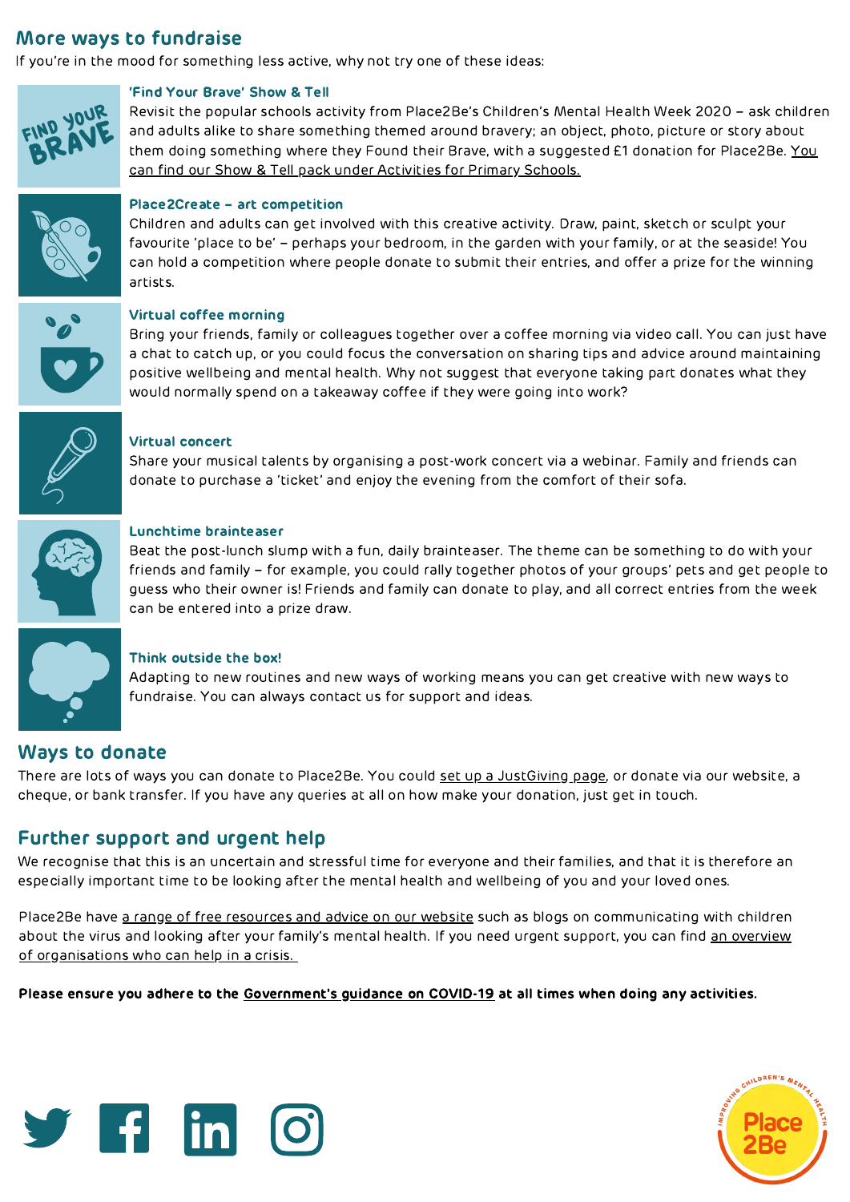## More ways to fundraise

If you're in the mood for something less active, why not try one of these ideas:

### 'Find Your Brave' Show & Tell

Revisit the popular schools activity from Place2Be's Children's Mental Health Week 2020 – ask children and adults alike to share something themed around bravery; an object, photo, picture or story about them doing something where they Found their Brave, with a suggested £1 donation for Place2Be. You can find our Show & Tell pack under Activities for Primary Schools.

### Place2Create – art competition

Children and adults can get involved with this creative activity. Draw, paint, sketch or sculpt your favourite 'place to be' – perhaps your bedroom, in the garden with your family, or at the seaside! You can hold a competition where people donate to submit their entries, and offer a prize for the winning artists.

### Virtual coffee morning

Bring your friends, family or colleagues together over a coffee morning via video call. You can just have a chat to catch up, or you could focus the conversation on sharing tips and advice around maintaining positive wellbeing and mental health. Why not suggest that everyone taking part donates what they would normally spend on a takeaway coffee if they were going into work?

### Virtual concert

Share your musical talents by organising a post-work concert via a webinar. Family and friends can donate to purchase a 'ticket' and enjoy the evening from the comfort of their sofa.

### Lunchtime brainteaser

Beat the post-lunch slump with a fun, daily brainteaser. The theme can be something to do with your friends and family – for example, you could rally together photos of your groups' pets and get people to guess who their owner is! Friends and family can donate to play, and all correct entries from the week can be entered into a prize draw.

### Think outside the box!

Adapting to new routines and new ways of working means you can get creative with new ways to fundraise. You can always contact us for support and ideas.

## Ways to donate

There are lots of ways you can donate to Place2Be. You could set up a JustGiving page, or donate via our website, a cheque, or bank transfer. If you have any queries at all on how make your donation, just get in touch.

## Further support and urgent help

We recognise that this is an uncertain and stressful time for everyone and their families, and that it is therefore an especially important time to be looking after the mental health and wellbeing of you and your loved ones.

Place2Be have a range of free resources and advice on our website such as blogs on communicating with children about the virus and looking after your family's mental health. If you need urgent support, you can find an overview of organisations who can help in a crisis.

**Please ensure you adhere to the Government's guidance on COVID-19 at all times when doing any activities.**